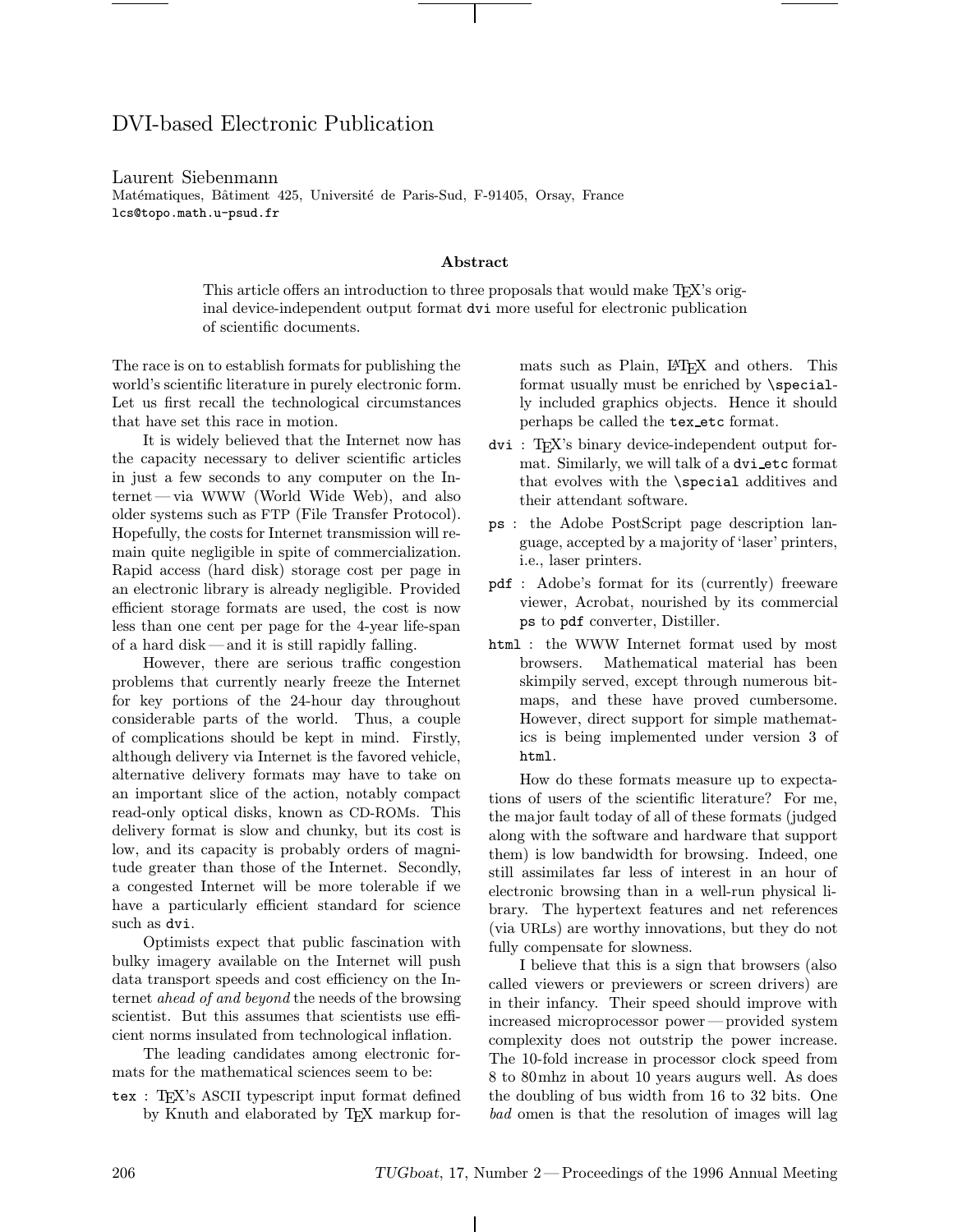# DVI-based Electronic Publication

Laurent Siebenmann
Matématiques, Bâtiment 425, Université de Paris-Sud, F-91405, Orsay, France
`lcs@topo.math.u-psud.fr`

### Abstract

This article offers an introduction to three proposals that would make TEX's original device-independent output format `dvi` more useful for electronic publication of scientific documents.

The race is on to establish formats for publishing the world's scientific literature in purely electronic form. Let us first recall the technological circumstances that have set this race in motion.

It is widely believed that the Internet now has the capacity necessary to deliver scientific articles in just a few seconds to any computer on the Internet — via WWW (World Wide Web), and also older systems such as FTP (File Transfer Protocol). Hopefully, the costs for Internet transmission will remain quite negligible in spite of commercialization. Rapid access (hard disk) storage cost per page in an electronic library is already negligible. Provided efficient storage formats are used, the cost is now less than one cent per page for the 4-year life-span of a hard disk — and it is still rapidly falling.

However, there are serious traffic congestion problems that currently nearly freeze the Internet for key portions of the 24-hour day throughout considerable parts of the world. Thus, a couple of complications should be kept in mind. Firstly, although delivery via Internet is the favored vehicle, alternative delivery formats may have to take on an important slice of the action, notably compact read-only optical disks, known as CD-ROMs. This delivery format is slow and chunky, but its cost is low, and its capacity is probably orders of magnitude greater than those of the Internet. Secondly, a congested Internet will be more tolerable if we have a particularly efficient standard for science such as `dvi`.

Optimists expect that public fascination with bulky imagery available on the Internet will push data transport speeds and cost efficiency on the Internet *ahead of and beyond* the needs of the browsing scientist. But this assumes that scientists use efficient norms insulated from technological inflation.

The leading candidates among electronic formats for the mathematical sciences seem to be:

- `tex` : TEX's ASCII typescript input format defined by Knuth and elaborated by TEX markup formats such as Plain, LATEX and others. This format usually must be enriched by `\special`-ly included graphics objects. Hence it should perhaps be called the `tex_etc` format.
- `dvi` : TEX's binary device-independent output format. Similarly, we will talk of a `dvi_etc` format that evolves with the `\special` additives and their attendant software.
- `ps` : the Adobe PostScript page description language, accepted by a majority of 'laser' printers, i.e., laser printers.
- `pdf` : Adobe's format for its (currently) freeware viewer, Acrobat, nourished by its commercial `ps` to `pdf` converter, Distiller.
- `html` : the WWW Internet format used by most browsers. Mathematical material has been skimpily served, except through numerous bitmaps, and these have proved cumbersome. However, direct support for simple mathematics is being implemented under version 3 of `html`.

How do these formats measure up to expectations of users of the scientific literature? For me, the major fault today of all of these formats (judged along with the software and hardware that support them) is low bandwidth for browsing. Indeed, one still assimilates far less of interest in an hour of electronic browsing than in a well-run physical library. The hypertext features and net references (via URLs) are worthy innovations, but they do not fully compensate for slowness.

I believe that this is a sign that browsers (also called viewers or previewers or screen drivers) are in their infancy. Their speed should improve with increased microprocessor power — provided system complexity does not outstrip the power increase. The 10-fold increase in processor clock speed from 8 to 80 mhz in about 10 years augurs well. As does the doubling of bus width from 16 to 32 bits. One *bad* omen is that the resolution of images will lag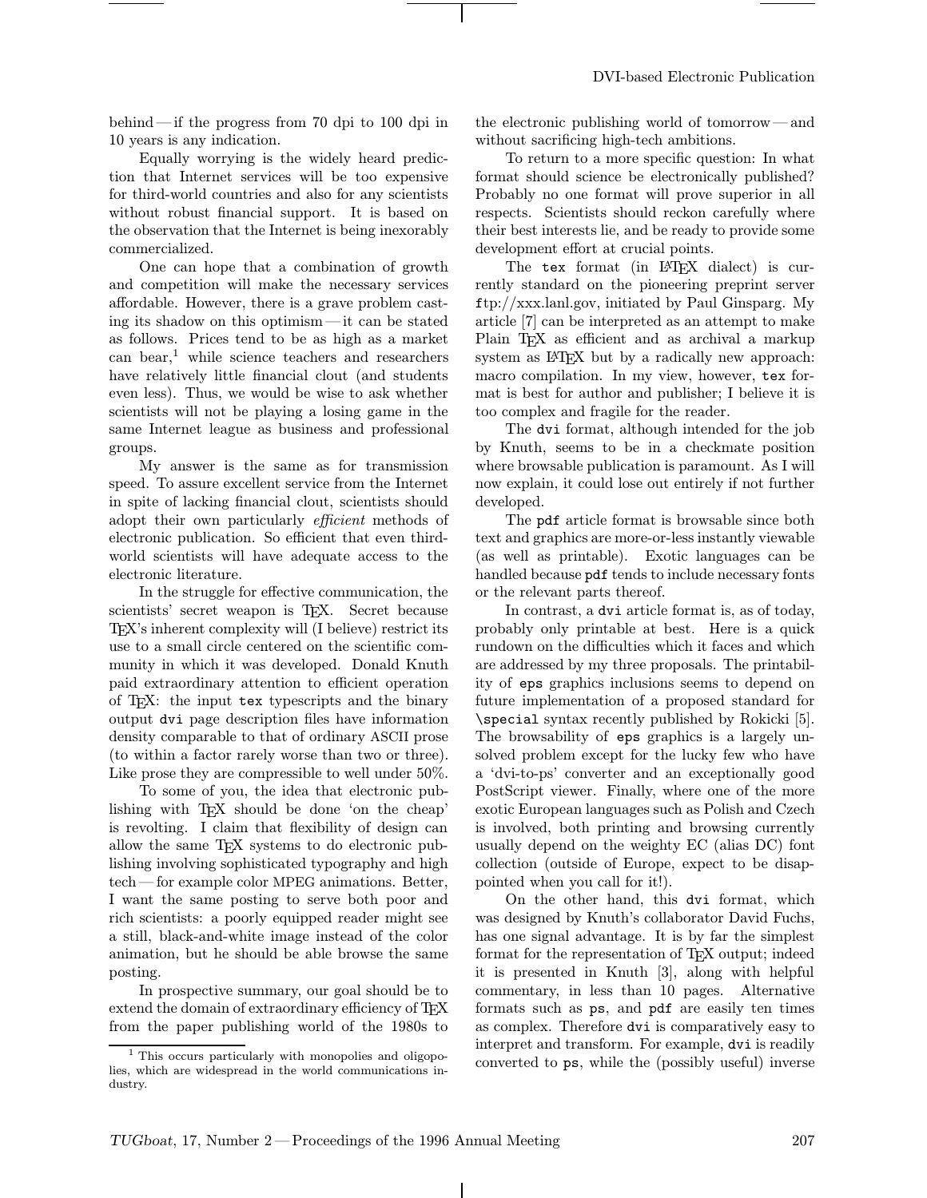behind — if the progress from 70 dpi to 100 dpi in 10 years is any indication.

Equally worrying is the widely heard prediction that Internet services will be too expensive for third-world countries and also for any scientists without robust financial support. It is based on the observation that the Internet is being inexorably commercialized.

One can hope that a combination of growth and competition will make the necessary services affordable. However, there is a grave problem casting its shadow on this optimism — it can be stated as follows. Prices tend to be as high as a market can bear,[1] while science teachers and researchers have relatively little financial clout (and students even less). Thus, we would be wise to ask whether scientists will not be playing a losing game in the same Internet league as business and professional groups.

My answer is the same as for transmission speed. To assure excellent service from the Internet in spite of lacking financial clout, scientists should adopt their own particularly *efficient* methods of electronic publication. So efficient that even third-world scientists will have adequate access to the electronic literature.

In the struggle for effective communication, the scientists' secret weapon is TeX. Secret because TeX's inherent complexity will (I believe) restrict its use to a small circle centered on the scientific community in which it was developed. Donald Knuth paid extraordinary attention to efficient operation of TeX: the input `tex` typescripts and the binary output `dvi` page description files have information density comparable to that of ordinary ASCII prose (to within a factor rarely worse than two or three). Like prose they are compressible to well under 50%.

To some of you, the idea that electronic publishing with TeX should be done 'on the cheap' is revolting. I claim that flexibility of design can allow the same TeX systems to do electronic publishing involving sophisticated typography and high tech — for example color MPEG animations. Better, I want the same posting to serve both poor and rich scientists: a poorly equipped reader might see a still, black-and-white image instead of the color animation, but he should be able browse the same posting.

In prospective summary, our goal should be to extend the domain of extraordinary efficiency of TeX from the paper publishing world of the 1980s to the electronic publishing world of tomorrow — and without sacrificing high-tech ambitions.

To return to a more specific question: In what format should science be electronically published? Probably no one format will prove superior in all respects. Scientists should reckon carefully where their best interests lie, and be ready to provide some development effort at crucial points.

The `tex` format (in LaTeX dialect) is currently standard on the pioneering preprint server ftp://xxx.lanl.gov, initiated by Paul Ginsparg. My article [7] can be interpreted as an attempt to make Plain TeX as efficient and as archival a markup system as LaTeX but by a radically new approach: macro compilation. In my view, however, `tex` format is best for author and publisher; I believe it is too complex and fragile for the reader.

The `dvi` format, although intended for the job by Knuth, seems to be in a checkmate position where browsable publication is paramount. As I will now explain, it could lose out entirely if not further developed.

The `pdf` article format is browsable since both text and graphics are more-or-less instantly viewable (as well as printable). Exotic languages can be handled because `pdf` tends to include necessary fonts or the relevant parts thereof.

In contrast, a `dvi` article format is, as of today, probably only printable at best. Here is a quick rundown on the difficulties which it faces and which are addressed by my three proposals. The printability of `eps` graphics inclusions seems to depend on future implementation of a proposed standard for `\special` syntax recently published by Rokicki [5]. The browsability of `eps` graphics is a largely unsolved problem except for the lucky few who have a 'dvi-to-ps' converter and an exceptionally good PostScript viewer. Finally, where one of the more exotic European languages such as Polish and Czech is involved, both printing and browsing currently usually depend on the weighty EC (alias DC) font collection (outside of Europe, expect to be disappointed when you call for it!).

On the other hand, this `dvi` format, which was designed by Knuth's collaborator David Fuchs, has one signal advantage. It is by far the simplest format for the representation of TeX output; indeed it is presented in Knuth [3], along with helpful commentary, in less than 10 pages. Alternative formats such as `ps`, and `pdf` are easily ten times as complex. Therefore `dvi` is comparatively easy to interpret and transform. For example, `dvi` is readily converted to `ps`, while the (possibly useful) inverse

[1] This occurs particularly with monopolies and oligopolies, which are widespread in the world communications industry.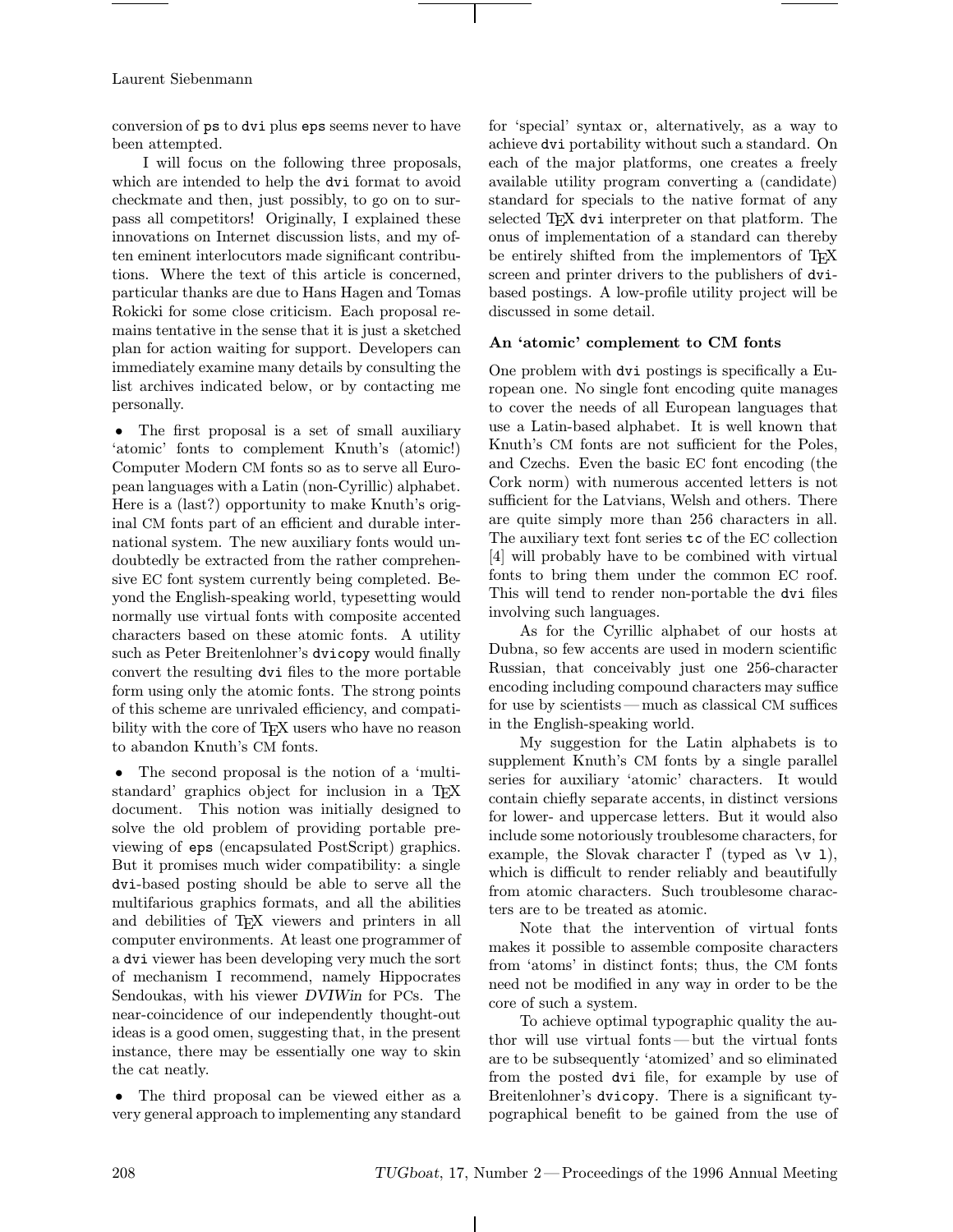conversion of ps to dvi plus eps seems never to have been attempted.

I will focus on the following three proposals, which are intended to help the dvi format to avoid checkmate and then, just possibly, to go on to surpass all competitors! Originally, I explained these innovations on Internet discussion lists, and my often eminent interlocutors made significant contributions. Where the text of this article is concerned, particular thanks are due to Hans Hagen and Tomas Rokicki for some close criticism. Each proposal remains tentative in the sense that it is just a sketched plan for action waiting for support. Developers can immediately examine many details by consulting the list archives indicated below, or by contacting me personally.

- The first proposal is a set of small auxiliary 'atomic' fonts to complement Knuth's (atomic!) Computer Modern CM fonts so as to serve all European languages with a Latin (non-Cyrillic) alphabet. Here is a (last?) opportunity to make Knuth's original CM fonts part of an efficient and durable international system. The new auxiliary fonts would undoubtedly be extracted from the rather comprehensive EC font system currently being completed. Beyond the English-speaking world, typesetting would normally use virtual fonts with composite accented characters based on these atomic fonts. A utility such as Peter Breitenlohner's dvicopy would finally convert the resulting dvi files to the more portable form using only the atomic fonts. The strong points of this scheme are unrivaled efficiency, and compatibility with the core of TeX users who have no reason to abandon Knuth's CM fonts.

- The second proposal is the notion of a 'multi-standard' graphics object for inclusion in a TeX document. This notion was initially designed to solve the old problem of providing portable previewing of eps (encapsulated PostScript) graphics. But it promises much wider compatibility: a single dvi-based posting should be able to serve all the multifarious graphics formats, and all the abilities and debilities of TeX viewers and printers in all computer environments. At least one programmer of a dvi viewer has been developing very much the sort of mechanism I recommend, namely Hippocrates Sendoukas, with his viewer *DVIWin* for PCs. The near-coincidence of our independently thought-out ideas is a good omen, suggesting that, in the present instance, there may be essentially one way to skin the cat neatly.

- The third proposal can be viewed either as a very general approach to implementing any standard for 'special' syntax or, alternatively, as a way to achieve dvi portability without such a standard. On each of the major platforms, one creates a freely available utility program converting a (candidate) standard for specials to the native format of any selected TeX dvi interpreter on that platform. The onus of implementation of a standard can thereby be entirely shifted from the implementors of TeX screen and printer drivers to the publishers of dvi-based postings. A low-profile utility project will be discussed in some detail.

### An 'atomic' complement to CM fonts

One problem with dvi postings is specifically a European one. No single font encoding quite manages to cover the needs of all European languages that use a Latin-based alphabet. It is well known that Knuth's CM fonts are not sufficient for the Poles, and Czechs. Even the basic EC font encoding (the Cork norm) with numerous accented letters is not sufficient for the Latvians, Welsh and others. There are quite simply more than 256 characters in all. The auxiliary text font series tc of the EC collection [4] will probably have to be combined with virtual fonts to bring them under the common EC roof. This will tend to render non-portable the dvi files involving such languages.

As for the Cyrillic alphabet of our hosts at Dubna, so few accents are used in modern scientific Russian, that conceivably just one 256-character encoding including compound characters may suffice for use by scientists — much as classical CM suffices in the English-speaking world.

My suggestion for the Latin alphabets is to supplement Knuth's CM fonts by a single parallel series for auxiliary 'atomic' characters. It would contain chiefly separate accents, in distinct versions for lower- and uppercase letters. But it would also include some notoriously troublesome characters, for example, the Slovak character ľ (typed as `\v l`), which is difficult to render reliably and beautifully from atomic characters. Such troublesome characters are to be treated as atomic.

Note that the intervention of virtual fonts makes it possible to assemble composite characters from 'atoms' in distinct fonts; thus, the CM fonts need not be modified in any way in order to be the core of such a system.

To achieve optimal typographic quality the author will use virtual fonts — but the virtual fonts are to be subsequently 'atomized' and so eliminated from the posted dvi file, for example by use of Breitenlohner's dvicopy. There is a significant typographical benefit to be gained from the use of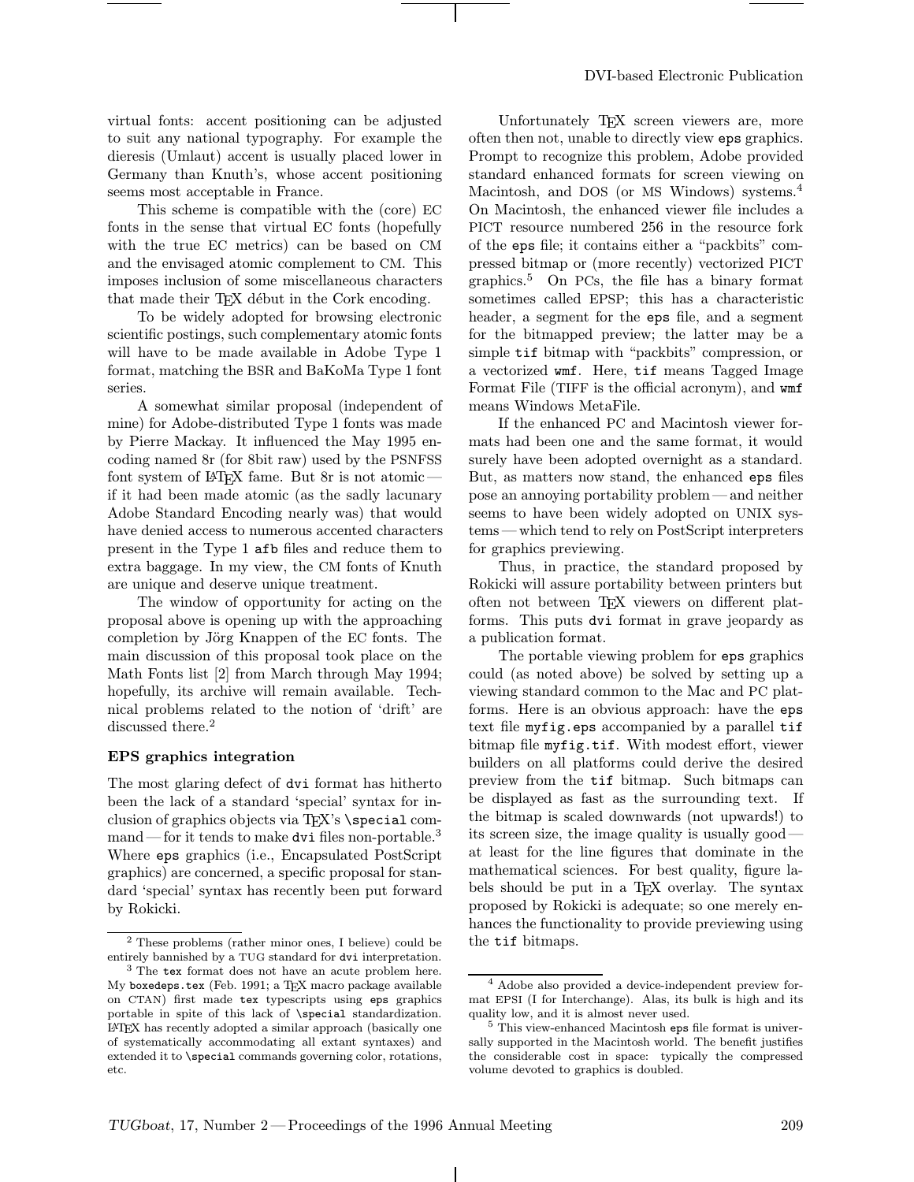virtual fonts: accent positioning can be adjusted to suit any national typography. For example the dieresis (Umlaut) accent is usually placed lower in Germany than Knuth's, whose accent positioning seems most acceptable in France.

This scheme is compatible with the (core) EC fonts in the sense that virtual EC fonts (hopefully with the true EC metrics) can be based on CM and the envisaged atomic complement to CM. This imposes inclusion of some miscellaneous characters that made their TEX début in the Cork encoding.

To be widely adopted for browsing electronic scientific postings, such complementary atomic fonts will have to be made available in Adobe Type 1 format, matching the BSR and BaKoMa Type 1 font series.

A somewhat similar proposal (independent of mine) for Adobe-distributed Type 1 fonts was made by Pierre Mackay. It influenced the May 1995 encoding named 8r (for 8bit raw) used by the PSNFSS font system of LATEX fame. But 8r is not atomic — if it had been made atomic (as the sadly lacunary Adobe Standard Encoding nearly was) that would have denied access to numerous accented characters present in the Type 1 `afb` files and reduce them to extra baggage. In my view, the CM fonts of Knuth are unique and deserve unique treatment.

The window of opportunity for acting on the proposal above is opening up with the approaching completion by Jörg Knappen of the EC fonts. The main discussion of this proposal took place on the Math Fonts list [2] from March through May 1994; hopefully, its archive will remain available. Technical problems related to the notion of 'drift' are discussed there.[2]

### EPS graphics integration

The most glaring defect of `dvi` format has hitherto been the lack of a standard 'special' syntax for inclusion of graphics objects via TEX's `\special` command — for it tends to make `dvi` files non-portable.[3] Where `eps` graphics (i.e., Encapsulated PostScript graphics) are concerned, a specific proposal for standard 'special' syntax has recently been put forward by Rokicki.

Unfortunately TEX screen viewers are, more often then not, unable to directly view `eps` graphics. Prompt to recognize this problem, Adobe provided standard enhanced formats for screen viewing on Macintosh, and DOS (or MS Windows) systems.[4] On Macintosh, the enhanced viewer file includes a PICT resource numbered 256 in the resource fork of the `eps` file; it contains either a "packbits" compressed bitmap or (more recently) vectorized PICT graphics.[5] On PCs, the file has a binary format sometimes called EPSP; this has a characteristic header, a segment for the `eps` file, and a segment for the bitmapped preview; the latter may be a simple `tif` bitmap with "packbits" compression, or a vectorized `wmf`. Here, `tif` means Tagged Image Format File (TIFF is the official acronym), and `wmf` means Windows MetaFile.

If the enhanced PC and Macintosh viewer formats had been one and the same format, it would surely have been adopted overnight as a standard. But, as matters now stand, the enhanced `eps` files pose an annoying portability problem — and neither seems to have been widely adopted on UNIX systems — which tend to rely on PostScript interpreters for graphics previewing.

Thus, in practice, the standard proposed by Rokicki will assure portability between printers but often not between TEX viewers on different platforms. This puts `dvi` format in grave jeopardy as a publication format.

The portable viewing problem for `eps` graphics could (as noted above) be solved by setting up a viewing standard common to the Mac and PC platforms. Here is an obvious approach: have the `eps` text file `myfig.eps` accompanied by a parallel `tif` bitmap file `myfig.tif`. With modest effort, viewer builders on all platforms could derive the desired preview from the `tif` bitmap. Such bitmaps can be displayed as fast as the surrounding text. If the bitmap is scaled downwards (not upwards!) to its screen size, the image quality is usually good — at least for the line figures that dominate in the mathematical sciences. For best quality, figure labels should be put in a TEX overlay. The syntax proposed by Rokicki is adequate; so one merely enhances the functionality to provide previewing using the `tif` bitmaps.

---

[2] These problems (rather minor ones, I believe) could be entirely bannished by a TUG standard for `dvi` interpretation.

[3] The `tex` format does not have an acute problem here. My `boxedeps.tex` (Feb. 1991; a TEX macro package available on CTAN) first made `tex` typescripts using `eps` graphics portable in spite of this lack of `\special` standardization. LATEX has recently adopted a similar approach (basically one of systematically accommodating all extant syntaxes) and extended it to `\special` commands governing color, rotations, etc.

[4] Adobe also provided a device-independent preview format EPSI (I for Interchange). Alas, its bulk is high and its quality low, and it is almost never used.

[5] This view-enhanced Macintosh `eps` file format is universally supported in the Macintosh world. The benefit justifies the considerable cost in space: typically the compressed volume devoted to graphics is doubled.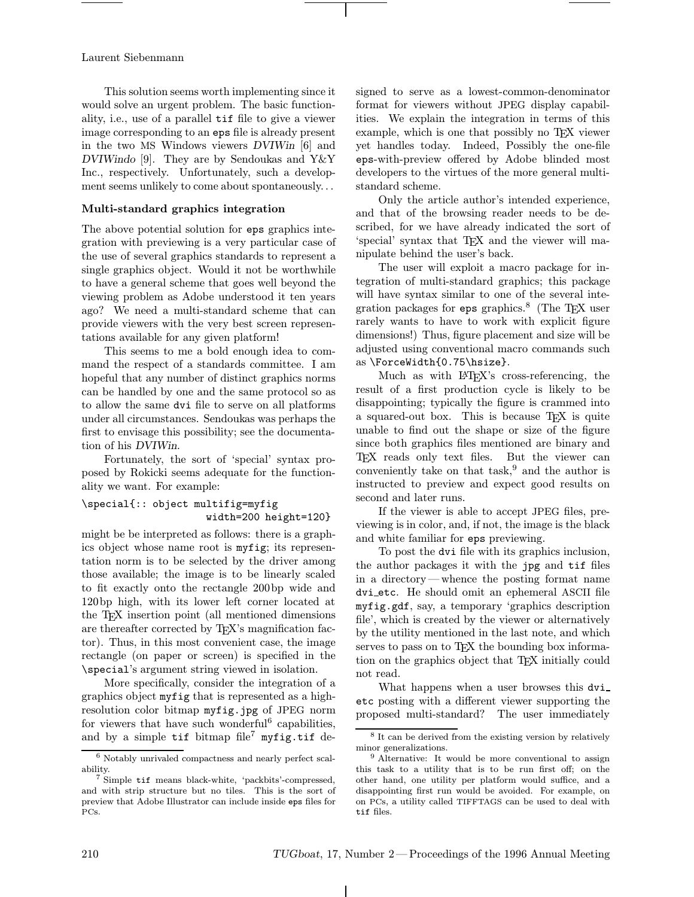This solution seems worth implementing since it would solve an urgent problem. The basic functionality, i.e., use of a parallel `tif` file to give a viewer image corresponding to an `eps` file is already present in the two MS Windows viewers *DVIWin* [6] and *DVIWindo* [9]. They are by Sendoukas and Y&Y Inc., respectively. Unfortunately, such a development seems unlikely to come about spontaneously...

### Multi-standard graphics integration

The above potential solution for `eps` graphics integration with previewing is a very particular case of the use of several graphics standards to represent a single graphics object. Would it not be worthwhile to have a general scheme that goes well beyond the viewing problem as Adobe understood it ten years ago? We need a multi-standard scheme that can provide viewers with the very best screen representations available for any given platform!

This seems to me a bold enough idea to command the respect of a standards committee. I am hopeful that any number of distinct graphics norms can be handled by one and the same protocol so as to allow the same `dvi` file to serve on all platforms under all circumstances. Sendoukas was perhaps the first to envisage this possibility; see the documentation of his *DVIWin*.

Fortunately, the sort of 'special' syntax proposed by Rokicki seems adequate for the functionality we want. For example:

```
\special{:: object multifig=myfig
                        width=200 height=120}
```

might be be interpreted as follows: there is a graphics object whose name root is `myfig`; its representation norm is to be selected by the driver among those available; the image is to be linearly scaled to fit exactly onto the rectangle 200 bp wide and 120 bp high, with its lower left corner located at the TeX insertion point (all mentioned dimensions are thereafter corrected by TeX's magnification factor). Thus, in this most convenient case, the image rectangle (on paper or screen) is specified in the `\special`'s argument string viewed in isolation.

More specifically, consider the integration of a graphics object `myfig` that is represented as a high-resolution color bitmap `myfig.jpg` of JPEG norm for viewers that have such wonderful[6] capabilities, and by a simple `tif` bitmap file[7] `myfig.tif` designed to serve as a lowest-common-denominator format for viewers without JPEG display capabilities. We explain the integration in terms of this example, which is one that possibly no TeX viewer yet handles today. Indeed, Possibly the one-file `eps`-with-preview offered by Adobe blinded most developers to the virtues of the more general multi-standard scheme.

Only the article author's intended experience, and that of the browsing reader needs to be described, for we have already indicated the sort of 'special' syntax that TeX and the viewer will manipulate behind the user's back.

The user will exploit a macro package for integration of multi-standard graphics; this package will have syntax similar to one of the several integration packages for `eps` graphics.[8] (The TeX user rarely wants to have to work with explicit figure dimensions!) Thus, figure placement and size will be adjusted using conventional macro commands such as `\ForceWidth{0.75\hsize}`.

Much as with LaTeX's cross-referencing, the result of a first production cycle is likely to be disappointing; typically the figure is crammed into a squared-out box. This is because TeX is quite unable to find out the shape or size of the figure since both graphics files mentioned are binary and TeX reads only text files. But the viewer can conveniently take on that task,[9] and the author is instructed to preview and expect good results on second and later runs.

If the viewer is able to accept JPEG files, previewing is in color, and, if not, the image is the black and white familiar for `eps` previewing.

To post the `dvi` file with its graphics inclusion, the author packages it with the `jpg` and `tif` files in a directory — whence the posting format name `dvi_etc`. He should omit an ephemeral ASCII file `myfig.gdf`, say, a temporary 'graphics description file', which is created by the viewer or alternatively by the utility mentioned in the last note, and which serves to pass on to TeX the bounding box information on the graphics object that TeX initially could not read.

What happens when a user browses this `dvi_etc` posting with a different viewer supporting the proposed multi-standard? The user immediately

---

[6] Notably unrivaled compactness and nearly perfect scalability.

[7] Simple `tif` means black-white, 'packbits'-compressed, and with strip structure but no tiles. This is the sort of preview that Adobe Illustrator can include inside `eps` files for PCs.

[8] It can be derived from the existing version by relatively minor generalizations.

[9] Alternative: It would be more conventional to assign this task to a utility that is to be run first off; on the other hand, one utility per platform would suffice, and a disappointing first run would be avoided. For example, on on PCs, a utility called TIFFTAGS can be used to deal with `tif` files.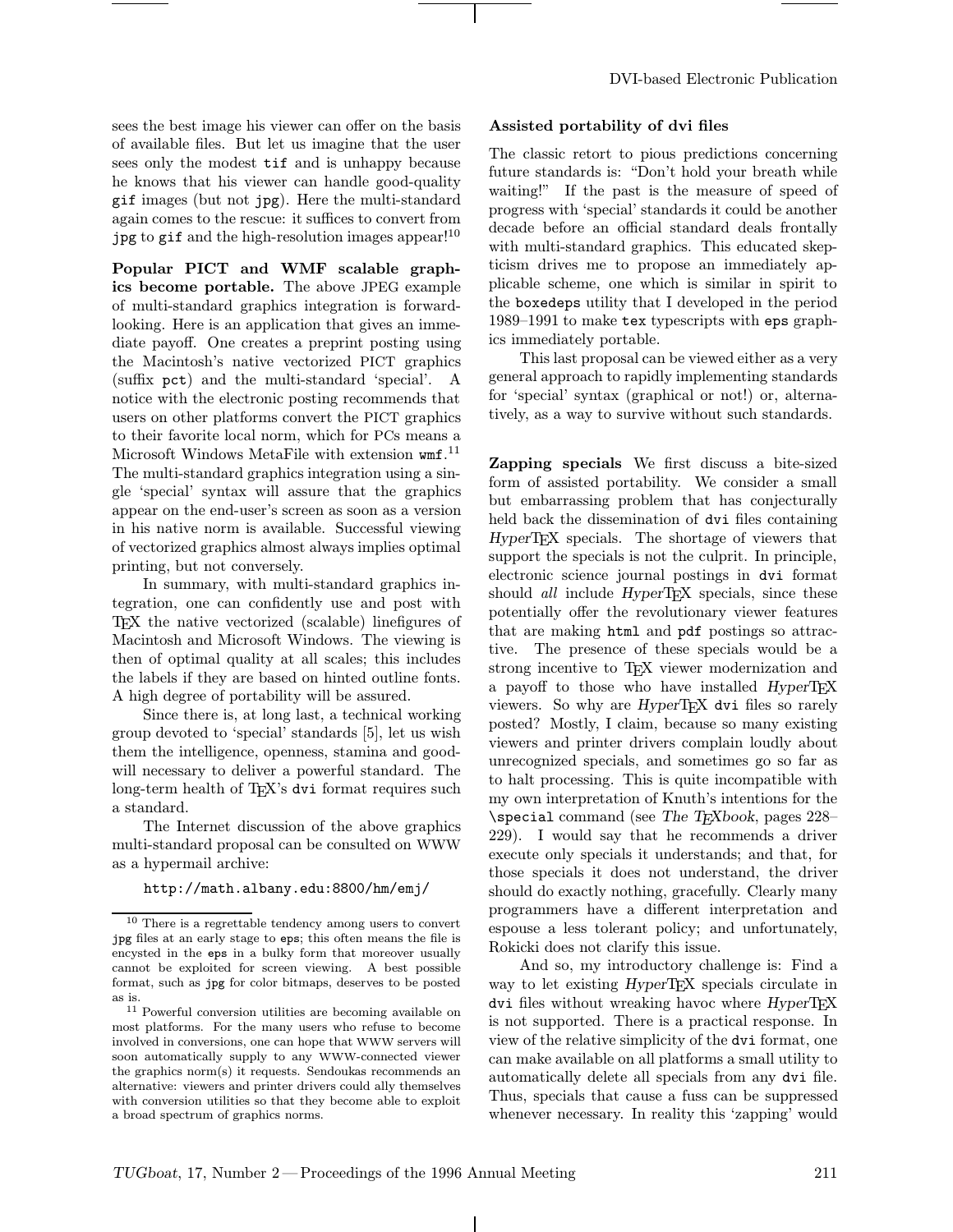sees the best image his viewer can offer on the basis of available files. But let us imagine that the user sees only the modest `tif` and is unhappy because he knows that his viewer can handle good-quality `gif` images (but not `jpg`). Here the multi-standard again comes to the rescue: it suffices to convert from `jpg` to `gif` and the high-resolution images appear![10]

**Popular PICT and WMF scalable graphics become portable.** The above JPEG example of multi-standard graphics integration is forward-looking. Here is an application that gives an immediate payoff. One creates a preprint posting using the Macintosh's native vectorized PICT graphics (suffix `pct`) and the multi-standard 'special'. A notice with the electronic posting recommends that users on other platforms convert the PICT graphics to their favorite local norm, which for PCs means a Microsoft Windows MetaFile with extension `wmf`.[11] The multi-standard graphics integration using a single 'special' syntax will assure that the graphics appear on the end-user's screen as soon as a version in his native norm is available. Successful viewing of vectorized graphics almost always implies optimal printing, but not conversely.

In summary, with multi-standard graphics integration, one can confidently use and post with TeX the native vectorized (scalable) linefigures of Macintosh and Microsoft Windows. The viewing is then of optimal quality at all scales; this includes the labels if they are based on hinted outline fonts. A high degree of portability will be assured.

Since there is, at long last, a technical working group devoted to 'special' standards [5], let us wish them the intelligence, openness, stamina and goodwill necessary to deliver a powerful standard. The long-term health of TeX's `dvi` format requires such a standard.

The Internet discussion of the above graphics multi-standard proposal can be consulted on WWW as a hypermail archive:

`http://math.albany.edu:8800/hm/emj/`

[10] There is a regrettable tendency among users to convert `jpg` files at an early stage to `eps`; this often means the file is encysted in the `eps` in a bulky form that moreover usually cannot be exploited for screen viewing. A best possible format, such as `jpg` for color bitmaps, deserves to be posted as is.

[11] Powerful conversion utilities are becoming available on most platforms. For the many users who refuse to become involved in conversions, one can hope that WWW servers will soon automatically supply to any WWW-connected viewer the graphics norm(s) it requests. Sendoukas recommends an alternative: viewers and printer drivers could ally themselves with conversion utilities so that they become able to exploit a broad spectrum of graphics norms.

### Assisted portability of dvi files

The classic retort to pious predictions concerning future standards is: "Don't hold your breath while waiting!" If the past is the measure of speed of progress with 'special' standards it could be another decade before an official standard deals frontally with multi-standard graphics. This educated skepticism drives me to propose an immediately applicable scheme, one which is similar in spirit to the `boxedeps` utility that I developed in the period 1989–1991 to make `tex` typescripts with `eps` graphics immediately portable.

This last proposal can be viewed either as a very general approach to rapidly implementing standards for 'special' syntax (graphical or not!) or, alternatively, as a way to survive without such standards.

**Zapping specials** We first discuss a bite-sized form of assisted portability. We consider a small but embarrassing problem that has conjecturally held back the dissemination of `dvi` files containing *Hyper*TeX specials. The shortage of viewers that support the specials is not the culprit. In principle, electronic science journal postings in `dvi` format should *all* include *Hyper*TeX specials, since these potentially offer the revolutionary viewer features that are making `html` and `pdf` postings so attractive. The presence of these specials would be a strong incentive to TeX viewer modernization and a payoff to those who have installed *Hyper*TeX viewers. So why are *Hyper*TeX `dvi` files so rarely posted? Mostly, I claim, because so many existing viewers and printer drivers complain loudly about unrecognized specials, and sometimes go so far as to halt processing. This is quite incompatible with my own interpretation of Knuth's intentions for the `\special` command (see *The TeXbook*, pages 228–229). I would say that he recommends a driver execute only specials it understands; and that, for those specials it does not understand, the driver should do exactly nothing, gracefully. Clearly many programmers have a different interpretation and espouse a less tolerant policy; and unfortunately, Rokicki does not clarify this issue.

And so, my introductory challenge is: Find a way to let existing *Hyper*TeX specials circulate in `dvi` files without wreaking havoc where *Hyper*TeX is not supported. There is a practical response. In view of the relative simplicity of the `dvi` format, one can make available on all platforms a small utility to automatically delete all specials from any `dvi` file. Thus, specials that cause a fuss can be suppressed whenever necessary. In reality this 'zapping' would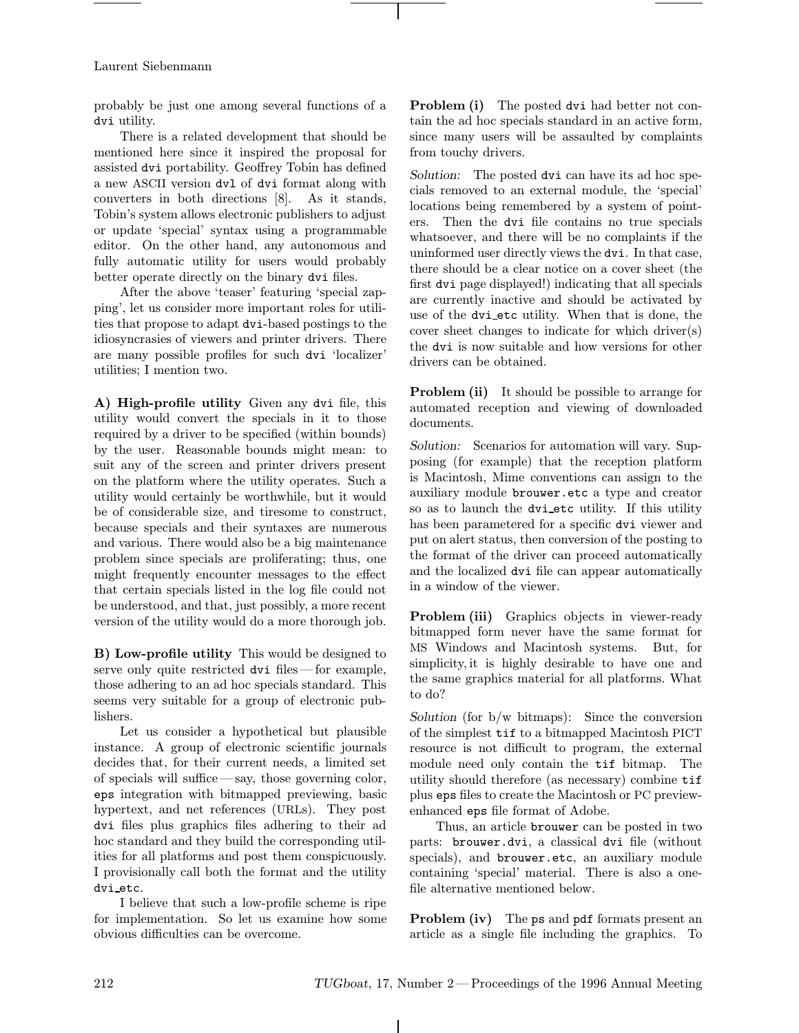probably be just one among several functions of a dvi utility.

There is a related development that should be mentioned here since it inspired the proposal for assisted dvi portability. Geoffrey Tobin has defined a new ASCII version dvl of dvi format along with converters in both directions [8]. As it stands, Tobin's system allows electronic publishers to adjust or update 'special' syntax using a programmable editor. On the other hand, any autonomous and fully automatic utility for users would probably better operate directly on the binary dvi files.

After the above 'teaser' featuring 'special zapping', let us consider more important roles for utilities that propose to adapt dvi-based postings to the idiosyncrasies of viewers and printer drivers. There are many possible profiles for such dvi 'localizer' utilities; I mention two.

**A) High-profile utility** Given any dvi file, this utility would convert the specials in it to those required by a driver to be specified (within bounds) by the user. Reasonable bounds might mean: to suit any of the screen and printer drivers present on the platform where the utility operates. Such a utility would certainly be worthwhile, but it would be of considerable size, and tiresome to construct, because specials and their syntaxes are numerous and various. There would also be a big maintenance problem since specials are proliferating; thus, one might frequently encounter messages to the effect that certain specials listed in the log file could not be understood, and that, just possibly, a more recent version of the utility would do a more thorough job.

**B) Low-profile utility** This would be designed to serve only quite restricted dvi files — for example, those adhering to an ad hoc specials standard. This seems very suitable for a group of electronic publishers.

Let us consider a hypothetical but plausible instance. A group of electronic scientific journals decides that, for their current needs, a limited set of specials will suffice — say, those governing color, eps integration with bitmapped previewing, basic hypertext, and net references (URLs). They post dvi files plus graphics files adhering to their ad hoc standard and they build the corresponding utilities for all platforms and post them conspicuously. I provisionally call both the format and the utility dvi_etc.

I believe that such a low-profile scheme is ripe for implementation. So let us examine how some obvious difficulties can be overcome.

**Problem (i)** The posted dvi had better not contain the ad hoc specials standard in an active form, since many users will be assaulted by complaints from touchy drivers.

*Solution:* The posted dvi can have its ad hoc specials removed to an external module, the 'special' locations being remembered by a system of pointers. Then the dvi file contains no true specials whatsoever, and there will be no complaints if the uninformed user directly views the dvi. In that case, there should be a clear notice on a cover sheet (the first dvi page displayed!) indicating that all specials are currently inactive and should be activated by use of the dvi_etc utility. When that is done, the cover sheet changes to indicate for which driver(s) the dvi is now suitable and how versions for other drivers can be obtained.

**Problem (ii)** It should be possible to arrange for automated reception and viewing of downloaded documents.

*Solution:* Scenarios for automation will vary. Supposing (for example) that the reception platform is Macintosh, Mime conventions can assign to the auxiliary module brouwer.etc a type and creator so as to launch the dvi_etc utility. If this utility has been parametered for a specific dvi viewer and put on alert status, then conversion of the posting to the format of the driver can proceed automatically and the localized dvi file can appear automatically in a window of the viewer.

**Problem (iii)** Graphics objects in viewer-ready bitmapped form never have the same format for MS Windows and Macintosh systems. But, for simplicity, it is highly desirable to have one and the same graphics material for all platforms. What to do?

*Solution* (for b/w bitmaps): Since the conversion of the simplest tif to a bitmapped Macintosh PICT resource is not difficult to program, the external module need only contain the tif bitmap. The utility should therefore (as necessary) combine tif plus eps files to create the Macintosh or PC preview-enhanced eps file format of Adobe.

Thus, an article brouwer can be posted in two parts: brouwer.dvi, a classical dvi file (without specials), and brouwer.etc, an auxiliary module containing 'special' material. There is also a one-file alternative mentioned below.

**Problem (iv)** The ps and pdf formats present an article as a single file including the graphics. To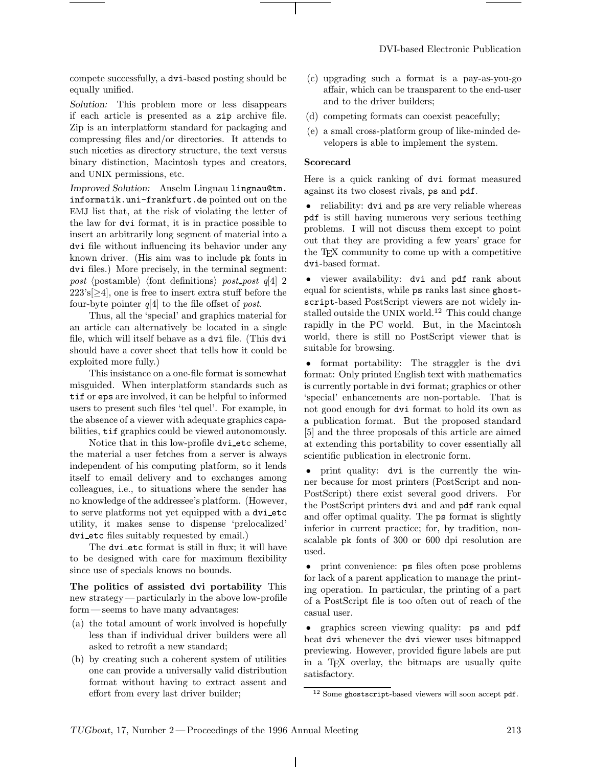compete successfully, a dvi-based posting should be equally unified.

*Solution:* This problem more or less disappears if each article is presented as a zip archive file. Zip is an interplatform standard for packaging and compressing files and/or directories. It attends to such niceties as directory structure, the text versus binary distinction, Macintosh types and creators, and UNIX permissions, etc.

*Improved Solution:* Anselm Lingnau lingnau@tm.informatik.uni-frankfurt.de pointed out on the EMJ list that, at the risk of violating the letter of the law for dvi format, it is in practice possible to insert an arbitrarily long segment of material into a dvi file without influencing its behavior under any known driver. (His aim was to include pk fonts in dvi files.) More precisely, in the terminal segment: *post* ⟨postamble⟩ ⟨font definitions⟩ *post_post* $q[4]$ 2 223's[≥4], one is free to insert extra stuff before the four-byte pointer $q[4]$ to the file offset of *post*.

Thus, all the 'special' and graphics material for an article can alternatively be located in a single file, which will itself behave as a dvi file. (This dvi should have a cover sheet that tells how it could be exploited more fully.)

This insistence on a one-file format is somewhat misguided. When interplatform standards such as tif or eps are involved, it can be helpful to informed users to present such files 'tel quel'. For example, in the absence of a viewer with adequate graphics capabilities, tif graphics could be viewed autonomously.

Notice that in this low-profile dvi_etc scheme, the material a user fetches from a server is always independent of his computing platform, so it lends itself to email delivery and to exchanges among colleagues, i.e., to situations where the sender has no knowledge of the addressee's platform. (However, to serve platforms not yet equipped with a dvi_etc utility, it makes sense to dispense 'prelocalized' dvi_etc files suitably requested by email.)

The dvi_etc format is still in flux; it will have to be designed with care for maximum flexibility since use of specials knows no bounds.

**The politics of assisted dvi portability** This new strategy — particularly in the above low-profile form — seems to have many advantages:

(a) the total amount of work involved is hopefully less than if individual driver builders were all asked to retrofit a new standard;

(b) by creating such a coherent system of utilities one can provide a universally valid distribution format without having to extract assent and effort from every last driver builder;

(c) upgrading such a format is a pay-as-you-go affair, which can be transparent to the end-user and to the driver builders;

(d) competing formats can coexist peacefully;

(e) a small cross-platform group of like-minded developers is able to implement the system.

**Scorecard**

Here is a quick ranking of dvi format measured against its two closest rivals, ps and pdf.

- reliability: dvi and ps are very reliable whereas pdf is still having numerous very serious teething problems. I will not discuss them except to point out that they are providing a few years' grace for the TeX community to come up with a competitive dvi-based format.
- viewer availability: dvi and pdf rank about equal for scientists, while ps ranks last since ghostscript-based PostScript viewers are not widely installed outside the UNIX world.[12] This could change rapidly in the PC world. But, in the Macintosh world, there is still no PostScript viewer that is suitable for browsing.
- format portability: The straggler is the dvi format: Only printed English text with mathematics is currently portable in dvi format; graphics or other 'special' enhancements are non-portable. That is not good enough for dvi format to hold its own as a publication format. But the proposed standard [5] and the three proposals of this article are aimed at extending this portability to cover essentially all scientific publication in electronic form.
- print quality: dvi is the currently the winner because for most printers (PostScript and non-PostScript) there exist several good drivers. For the PostScript printers dvi and and pdf rank equal and offer optimal quality. The ps format is slightly inferior in current practice; for, by tradition, non-scalable pk fonts of 300 or 600 dpi resolution are used.
- print convenience: ps files often pose problems for lack of a parent application to manage the printing operation. In particular, the printing of a part of a PostScript file is too often out of reach of the casual user.
- graphics screen viewing quality: ps and pdf beat dvi whenever the dvi viewer uses bitmapped previewing. However, provided figure labels are put in a TeX overlay, the bitmaps are usually quite satisfactory.

[12] Some ghostscript-based viewers will soon accept pdf.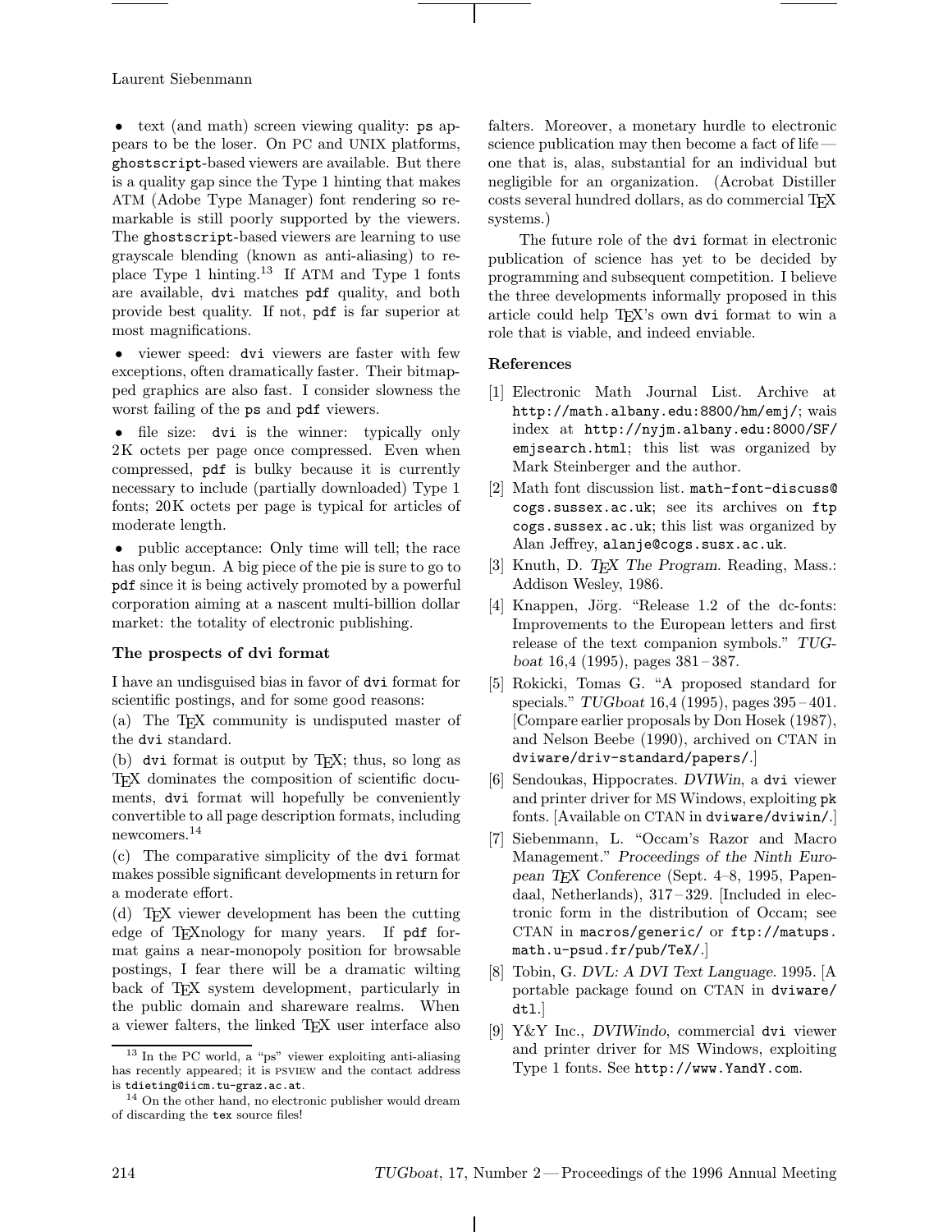• text (and math) screen viewing quality: `ps` appears to be the loser. On PC and UNIX platforms, `ghostscript`-based viewers are available. But there is a quality gap since the Type 1 hinting that makes ATM (Adobe Type Manager) font rendering so remarkable is still poorly supported by the viewers. The `ghostscript`-based viewers are learning to use grayscale blending (known as anti-aliasing) to replace Type 1 hinting.[13] If ATM and Type 1 fonts are available, `dvi` matches `pdf` quality, and both provide best quality. If not, `pdf` is far superior at most magnifications.

• viewer speed: `dvi` viewers are faster with few exceptions, often dramatically faster. Their bitmapped graphics are also fast. I consider slowness the worst failing of the `ps` and `pdf` viewers.

• file size: `dvi` is the winner: typically only 2K octets per page once compressed. Even when compressed, `pdf` is bulky because it is currently necessary to include (partially downloaded) Type 1 fonts; 20K octets per page is typical for articles of moderate length.

• public acceptance: Only time will tell; the race has only begun. A big piece of the pie is sure to go to `pdf` since it is being actively promoted by a powerful corporation aiming at a nascent multi-billion dollar market: the totality of electronic publishing.

### The prospects of dvi format

I have an undisguised bias in favor of `dvi` format for scientific postings, and for some good reasons:

(a) The TEX community is undisputed master of the `dvi` standard.

(b) `dvi` format is output by TEX; thus, so long as TEX dominates the composition of scientific documents, `dvi` format will hopefully be conveniently convertible to all page description formats, including newcomers.[14]

(c) The comparative simplicity of the `dvi` format makes possible significant developments in return for a moderate effort.

(d) TEX viewer development has been the cutting edge of TEXnology for many years. If `pdf` format gains a near-monopoly position for browsable postings, I fear there will be a dramatic wilting back of TEX system development, particularly in the public domain and shareware realms. When a viewer falters, the linked TEX user interface also falters. Moreover, a monetary hurdle to electronic science publication may then become a fact of life — one that is, alas, substantial for an individual but negligible for an organization. (Acrobat Distiller costs several hundred dollars, as do commercial TEX systems.)

The future role of the `dvi` format in electronic publication of science has yet to be decided by programming and subsequent competition. I believe the three developments informally proposed in this article could help TEX's own `dvi` format to win a role that is viable, and indeed enviable.

### References

[1] Electronic Math Journal List. Archive at `http://math.albany.edu:8800/hm/emj/`; wais index at `http://nyjm.albany.edu:8000/SF/emjsearch.html`; this list was organized by Mark Steinberger and the author.

[2] Math font discussion list. `math-font-discuss@cogs.sussex.ac.uk`; see its archives on `ftp cogs.sussex.ac.uk`; this list was organized by Alan Jeffrey, `alanje@cogs.susx.ac.uk`.

[3] Knuth, D. *TEX The Program*. Reading, Mass.: Addison Wesley, 1986.

[4] Knappen, Jörg. "Release 1.2 of the dc-fonts: Improvements to the European letters and first release of the text companion symbols." *TUGboat* 16,4 (1995), pages 381 – 387.

[5] Rokicki, Tomas G. "A proposed standard for specials." *TUGboat* 16,4 (1995), pages 395 – 401. [Compare earlier proposals by Don Hosek (1987), and Nelson Beebe (1990), archived on CTAN in `dviware/driv-standard/papers/`.]

[6] Sendoukas, Hippocrates. *DVIWin*, a `dvi` viewer and printer driver for MS Windows, exploiting `pk` fonts. [Available on CTAN in `dviware/dviwin/`.]

[7] Siebenmann, L. "Occam's Razor and Macro Management." *Proceedings of the Ninth European TEX Conference* (Sept. 4–8, 1995, Papendaal, Netherlands), 317 – 329. [Included in electronic form in the distribution of Occam; see CTAN in `macros/generic/` or `ftp://matups.math.u-psud.fr/pub/TeX/`.]

[8] Tobin, G. *DVL: A DVI Text Language*. 1995. [A portable package found on CTAN in `dviware/dtl`.]

[9] Y&Y Inc., *DVIWindo*, commercial `dvi` viewer and printer driver for MS Windows, exploiting Type 1 fonts. See `http://www.YandY.com`.

---

[13] In the PC world, a "ps" viewer exploiting anti-aliasing has recently appeared; it is PSVIEW and the contact address is `tdieting@iicm.tu-graz.ac.at`.

[14] On the other hand, no electronic publisher would dream of discarding the `tex` source files!